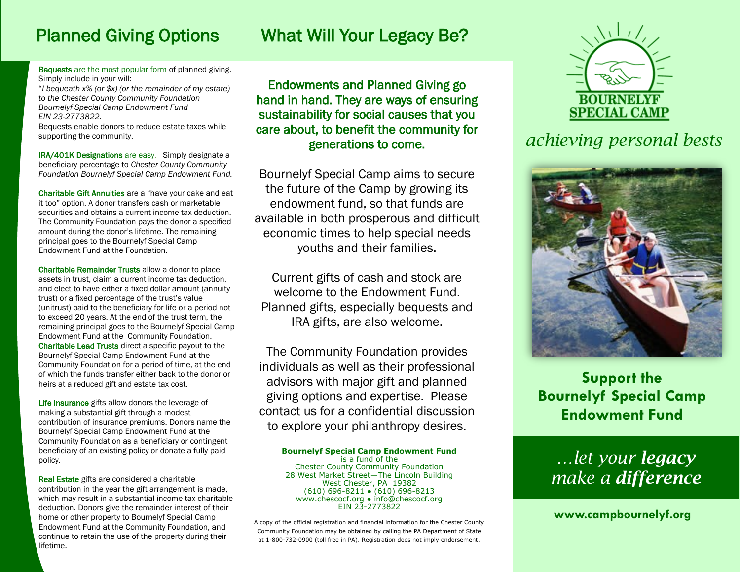## Planned Giving Options

**Bequests** are the most popular form of planned giving. Simply include in your will:
"*I bequeath x% (or $x) (or the remainder of my estate) to the Chester County Community Foundation Bournelyf Special Camp Endowment Fund EIN 23-2773822.*
Bequests enable donors to reduce estate taxes while supporting the community.

**IRA/401K Designations** are easy. Simply designate a beneficiary percentage to *Chester County Community Foundation Bournelyf Special Camp Endowment Fund.*

**Charitable Gift Annuities** are a "have your cake and eat it too" option. A donor transfers cash or marketable securities and obtains a current income tax deduction. The Community Foundation pays the donor a specified amount during the donor's lifetime. The remaining principal goes to the Bournelyf Special Camp Endowment Fund at the Foundation.

**Charitable Remainder Trusts** allow a donor to place assets in trust, claim a current income tax deduction, and elect to have either a fixed dollar amount (annuity trust) or a fixed percentage of the trust's value (unitrust) paid to the beneficiary for life or a period not to exceed 20 years. At the end of the trust term, the remaining principal goes to the Bournelyf Special Camp Endowment Fund at the Community Foundation.
**Charitable Lead Trusts** direct a specific payout to the Bournelyf Special Camp Endowment Fund at the Community Foundation for a period of time, at the end of which the funds transfer either back to the donor or heirs at a reduced gift and estate tax cost.

**Life Insurance** gifts allow donors the leverage of making a substantial gift through a modest contribution of insurance premiums. Donors name the Bournelyf Special Camp Endowment Fund at the Community Foundation as a beneficiary or contingent beneficiary of an existing policy or donate a fully paid policy.

**Real Estate** gifts are considered a charitable contribution in the year the gift arrangement is made, which may result in a substantial income tax charitable deduction. Donors give the remainder interest of their home or other property to Bournelyf Special Camp Endowment Fund at the Community Foundation, and continue to retain the use of the property during their lifetime.

## What Will Your Legacy Be?

**Endowments and Planned Giving go hand in hand. They are ways of ensuring sustainability for social causes that you care about, to benefit the community for generations to come.**

Bournelyf Special Camp aims to secure the future of the Camp by growing its endowment fund, so that funds are available in both prosperous and difficult economic times to help special needs youths and their families.

Current gifts of cash and stock are welcome to the Endowment Fund. Planned gifts, especially bequests and IRA gifts, are also welcome.

The Community Foundation provides individuals as well as their professional advisors with major gift and planned giving options and expertise. Please contact us for a confidential discussion to explore your philanthropy desires.

**Bournelyf Special Camp Endowment Fund**
is a fund of the
Chester County Community Foundation
28 West Market Street—The Lincoln Building
West Chester, PA 19382
(610) 696-8211 • (610) 696-8213
www.chescocf.org • info@chescocf.org
EIN 23-2773822

A copy of the official registration and financial information for the Chester County Community Foundation may be obtained by calling the PA Department of State at 1-800-732-0900 (toll free in PA). Registration does not imply endorsement.

BOURNELYF SPECIAL CAMP

*achieving personal bests*

**Support the Bournelyf Special Camp Endowment Fund**

*…let your **legacy** make a **difference***

**www.campbournelyf.org**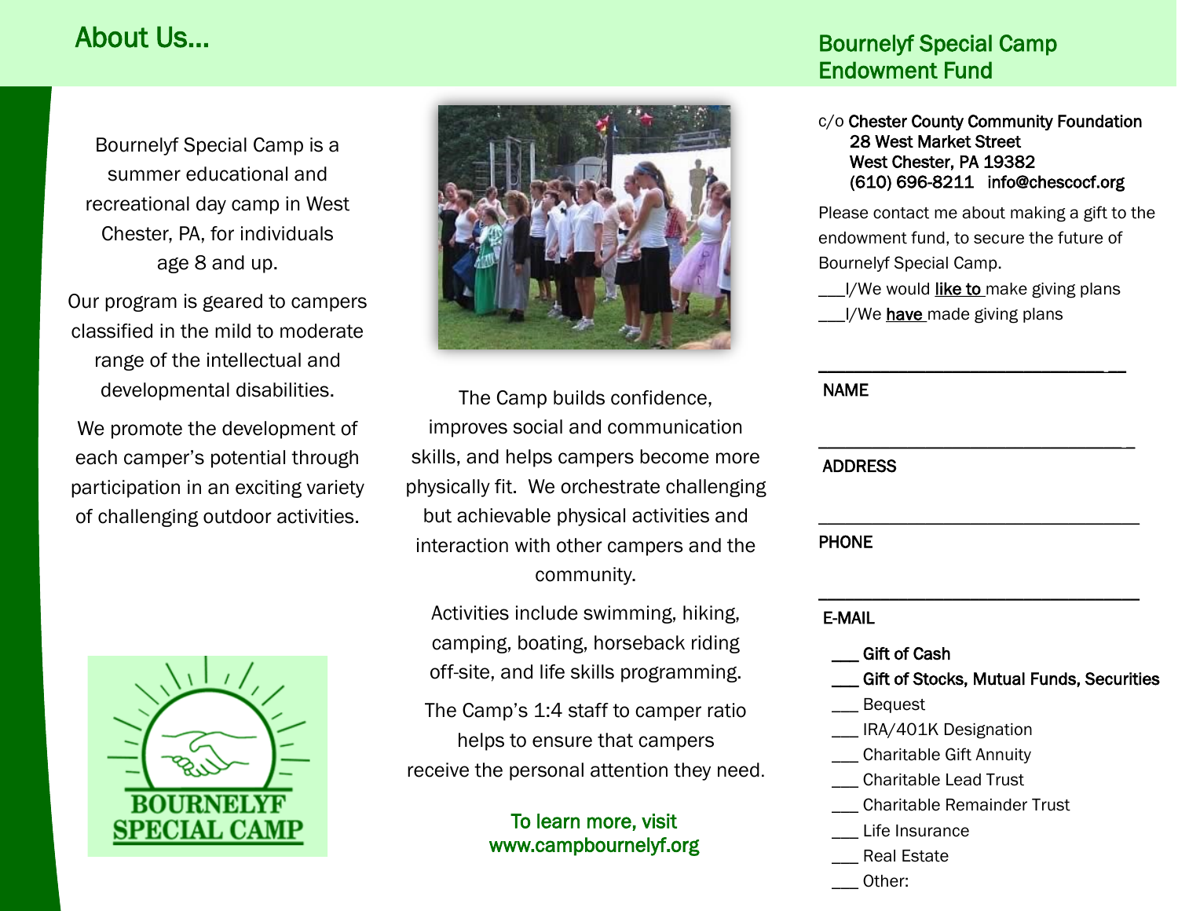## About Us...

Bournelyf Special Camp is a summer educational and recreational day camp in West Chester, PA, for individuals age 8 and up.

Our program is geared to campers classified in the mild to moderate range of the intellectual and developmental disabilities.

We promote the development of each camper's potential through participation in an exciting variety of challenging outdoor activities.

BOURNELYF SPECIAL CAMP

The Camp builds confidence, improves social and communication skills, and helps campers become more physically fit. We orchestrate challenging but achievable physical activities and interaction with other campers and the community.

Activities include swimming, hiking, camping, boating, horseback riding off-site, and life skills programming.

The Camp's 1:4 staff to camper ratio helps to ensure that campers receive the personal attention they need.

To learn more, visit www.campbournelyf.org

## Bournelyf Special Camp Endowment Fund

c/o **Chester County Community Foundation**
**28 West Market Street**
**West Chester, PA 19382**
**(610) 696-8211 info@chescocf.org**

Please contact me about making a gift to the endowment fund, to secure the future of Bournelyf Special Camp.

___I/We would like to make giving plans

___I/We have made giving plans

________________________________
NAME

________________________________
ADDRESS

________________________________
PHONE

________________________________
E-MAIL

___ **Gift of Cash**
___ **Gift of Stocks, Mutual Funds, Securities**
___ Bequest
___ IRA/401K Designation
___ Charitable Gift Annuity
___ Charitable Lead Trust
___ Charitable Remainder Trust
___ Life Insurance
___ Real Estate
___ Other: